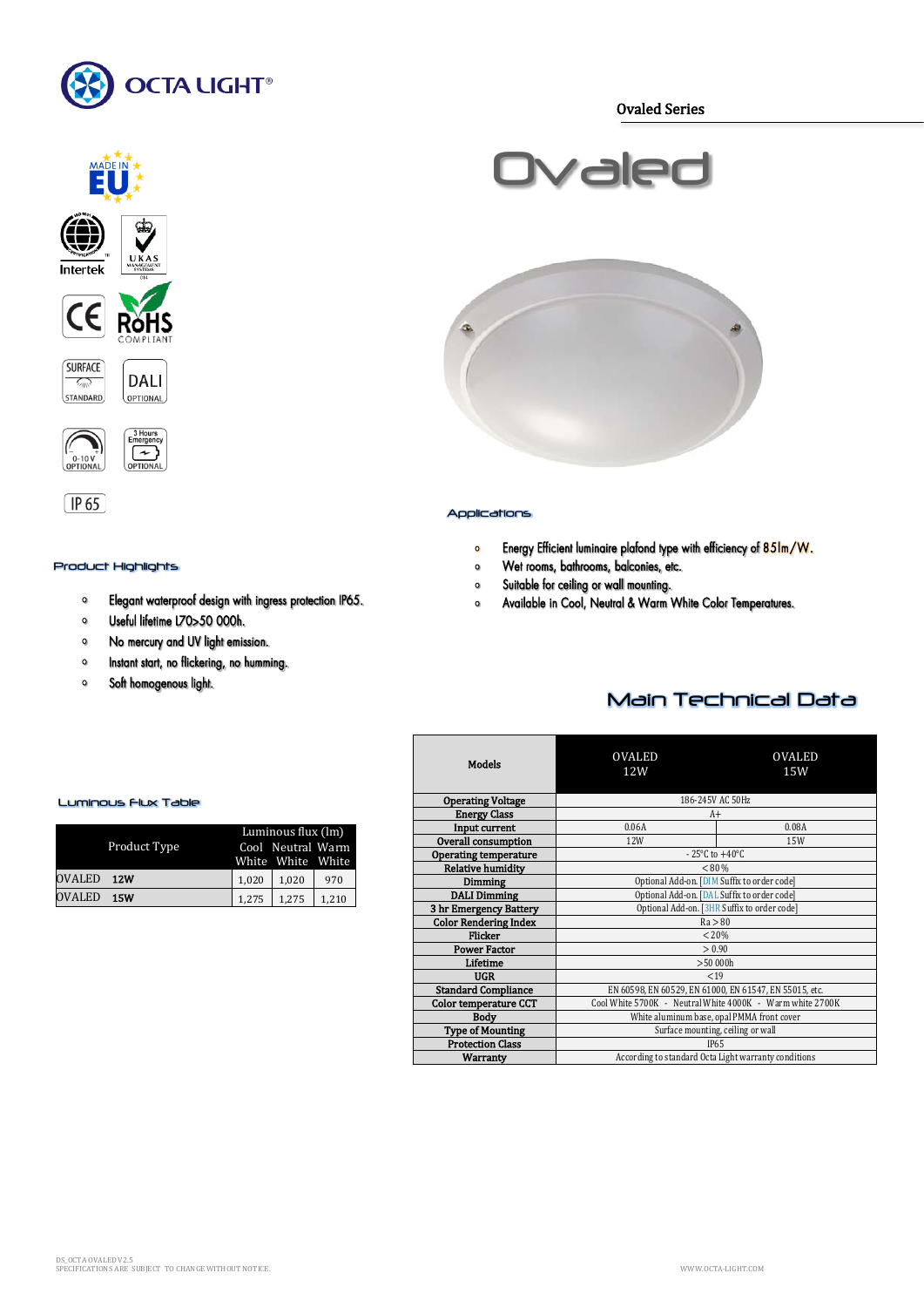OCTA LIGHT®

Ovaled Series

# Ovaled

## Applications

- Energy Efficient luminaire plafond type with efficiency of 85lm/W.
- Wet rooms, bathrooms, balconies, etc.
- Suitable for ceiling or wall mounting.
- Available in Cool, Neutral & Warm White Color Temperatures.

## Product Highlights

- Elegant waterproof design with ingress protection IP65.
- Useful lifetime L70>50 000h.
- No mercury and UV light emission.
- Instant start, no flickering, no humming.
- Soft homogenous light.

## Luminous Flux Table

| Product Type | Luminous flux (lm) Cool White | Neutral White | Warm White |
|---|---|---|---|
| OVALED **12W** | 1,020 | 1,020 | 970 |
| OVALED **15W** | 1,275 | 1,275 | 1,210 |

## Main Technical Data

| Models | OVALED 12W | OVALED 15W |
|---|---|---|
| **Operating Voltage** | 186-245V AC 50Hz | |
| **Energy Class** | A+ | |
| **Input current** | 0.06A | 0.08A |
| **Overall consumption** | 12W | 15W |
| **Operating temperature** | - 25°C to +40°C | |
| **Relative humidity** | <80% | |
| **Dimming** | Optional Add-on. [DIM Suffix to order code] | |
| **DALI Dimming** | Optional Add-on. [DAL Suffix to order code] | |
| **3 hr Emergency Battery** | Optional Add-on. [3HR Suffix to order code] | |
| **Color Rendering Index** | Ra>80 | |
| **Flicker** | <20% | |
| **Power Factor** | >0.90 | |
| **Lifetime** | >50 000h | |
| **UGR** | <19 | |
| **Standard Compliance** | EN 60598, EN 60529, EN 61000, EN 61547, EN 55015, etc. | |
| **Color temperature CCT** | Cool White 5700K - Neutral White 4000K - Warm white 2700K | |
| **Body** | White aluminum base, opal PMMA front cover | |
| **Type of Mounting** | Surface mounting, ceiling or wall | |
| **Protection Class** | IP65 | |
| **Warranty** | According to standard Octa Light warranty conditions | |

DS_OCTA OVALED V2.5
SPECIFICATIONS ARE SUBJECT TO CHANGE WITHOUT NOTICE.

WWW.OCTA-LIGHT.COM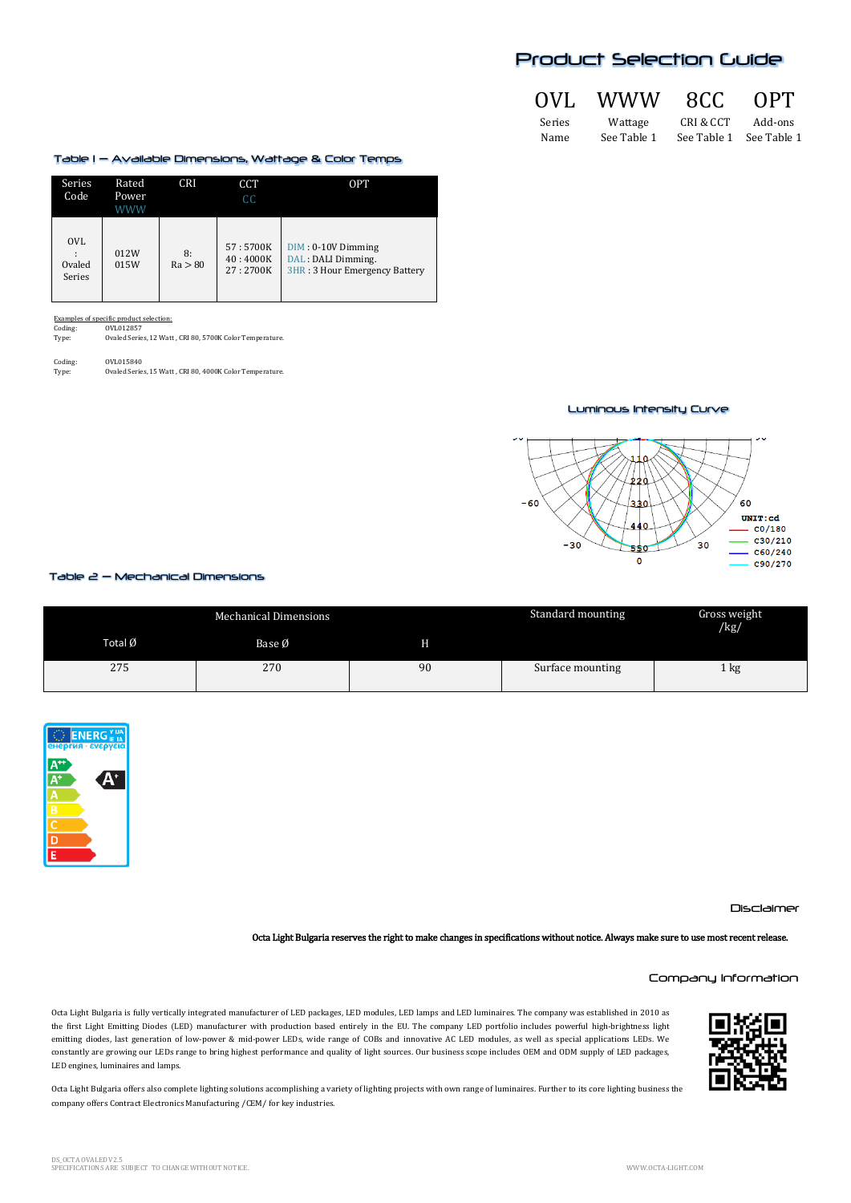## Product Selection Guide

| OVL | WWW | 8CC | OPT |
|---|---|---|---|
| Series Name | Wattage See Table 1 | CRI & CCT See Table 1 | Add-ons See Table 1 |

### Table 1 – Available Dimensions, Wattage & Color Temps

| Series Code | Rated Power WWW | CRI | CCT CC | OPT |
|---|---|---|---|---|
| OVL : Ovaled Series | 012W 015W | 8: Ra > 80 | 57 : 5700K 40 : 4000K 27 : 2700K | DIM : 0-10V Dimming DAL : DALI Dimming. 3HR : 3 Hour Emergency Battery |

Examples of specific product selection:

Coding: OVL012857
Type: Ovaled Series, 12 Watt , CRI 80, 5700K Color Temperature.

Coding: OVL015840
Type: Ovaled Series, 15 Watt , CRI 80, 4000K Color Temperature.

### Luminous Intensity Curve

-90 90
-60 60
-30 30
0
110
220
330
440
550
UNIT:cd
C0/180
C30/210
C60/240
C90/270

### Table 2 – Mechanical Dimensions

| Mechanical Dimensions | | | Standard mounting | Gross weight /kg/ |
|---|---|---|---|---|
| Total Ø | Base Ø | H | | |
| 275 | 270 | 90 | Surface mounting | 1 kg |

ENERGY A++ A+ A B C D E A+

### Disclaimer

**Octa Light Bulgaria reserves the right to make changes in specifications without notice. Always make sure to use most recent release.**

### Company Information

Octa Light Bulgaria is fully vertically integrated manufacturer of LED packages, LED modules, LED lamps and LED luminaires. The company was established in 2010 as the first Light Emitting Diodes (LED) manufacturer with production based entirely in the EU. The company LED portfolio includes powerful high-brightness light emitting diodes, last generation of low-power & mid-power LEDs, wide range of COBs and innovative AC LED modules, as well as special applications LEDs. We constantly are growing our LEDs range to bring highest performance and quality of light sources. Our business scope includes OEM and ODM supply of LED packages, LED engines, luminaires and lamps.

Octa Light Bulgaria offers also complete lighting solutions accomplishing a variety of lighting projects with own range of luminaires. Further to its core lighting business the company offers Contract Electronics Manufacturing /CEM/ for key industries.

DS_OCTA OVALED V2.5
SPECIFICATIONS ARE SUBJECT TO CHANGE WITHOUT NOTICE.

WWW.OCTA-LIGHT.COM